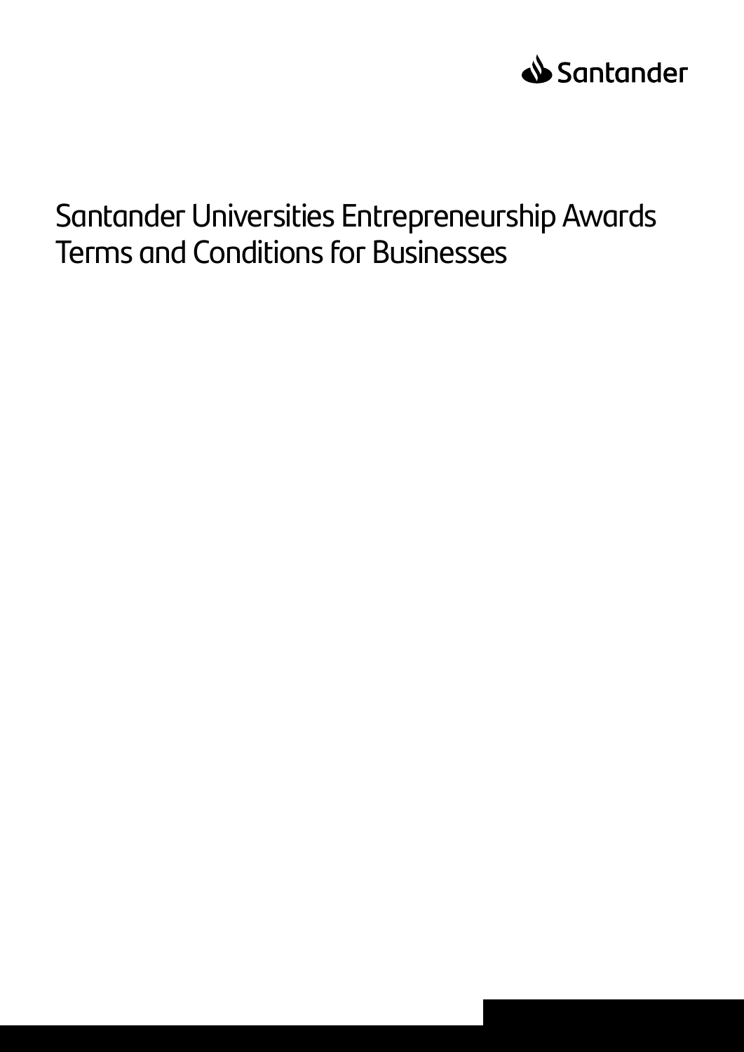Santander

# Santander Universities Entrepreneurship Awards Terms and Conditions for Businesses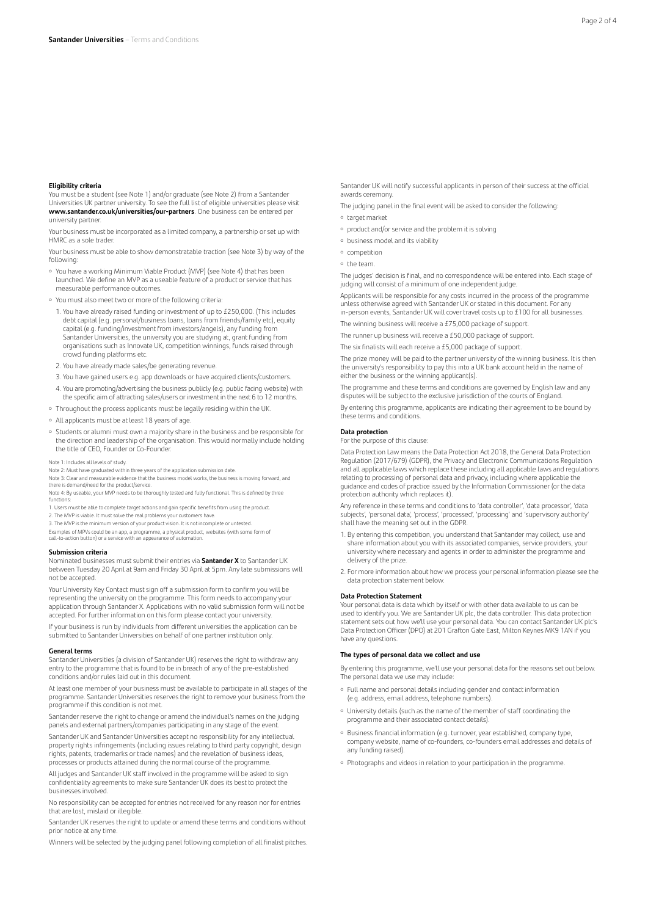### Eligibility criteria

You must be a student (see Note 1) and/or graduate (see Note 2) from a Santander Universities UK partner university. To see the full list of eligible universities please visit **www.santander.co.uk/universities/our-partners**. One business can be entered per university partner.

Your business must be incorporated as a limited company, a partnership or set up with HMRC as a sole trader.

Your business must be able to show demonstratable traction (see Note 3) by way of the following:

- You have a working Minimum Viable Product (MVP) (see Note 4) that has been launched. We define an MVP as a useable feature of a product or service that has measurable performance outcomes.
- You must also meet two or more of the following criteria:
  1. You have already raised funding or investment of up to £250,000. (This includes debt capital (e.g. personal/business loans, loans from friends/family etc), equity capital (e.g. funding/investment from investors/angels), any funding from Santander Universities, the university you are studying at, grant funding from organisations such as Innovate UK, competition winnings, funds raised through crowd funding platforms etc.
  2. You have already made sales/be generating revenue.
  3. You have gained users e.g. app downloads or have acquired clients/customers.
  4. You are promoting/advertising the business publicly (e.g. public facing website) with the specific aim of attracting sales/users or investment in the next 6 to 12 months.
- Throughout the process applicants must be legally residing within the UK.
- All applicants must be at least 18 years of age.
- Students or alumni must own a majority share in the business and be responsible for the direction and leadership of the organisation. This would normally include holding the title of CEO, Founder or Co-Founder.

Note 1: Includes all levels of study.
Note 2: Must have graduated within three years of the application submission date.
Note 3: Clear and measurable evidence that the business model works, the business is moving forward, and there is demand/need for the product/service.
Note 4: By useable, your MVP needs to be thoroughly tested and fully functional. This is defined by three functions:
1. Users must be able to complete target actions and gain specific benefits from using the product.
2. The MVP is viable. It must solve the real problems your customers have.
3. The MVP is the minimum version of your product vision. It is not incomplete or untested.
Examples of MPVs could be an app, a programme, a physical product, websites (with some form of call-to-action button) or a service with an appearance of automation.

### Submission criteria

Nominated businesses must submit their entries via **Santander X** to Santander UK between Tuesday 20 April at 9am and Friday 30 April at 5pm. Any late submissions will not be accepted.

Your University Key Contact must sign off a submission form to confirm you will be representing the university on the programme. This form needs to accompany your application through Santander X. Applications with no valid submission form will not be accepted. For further information on this form please contact your university.

If your business is run by individuals from different universities the application can be submitted to Santander Universities on behalf of one partner institution only.

### General terms

Santander Universities (a division of Santander UK) reserves the right to withdraw any entry to the programme that is found to be in breach of any of the pre-established conditions and/or rules laid out in this document.

At least one member of your business must be available to participate in all stages of the programme. Santander Universities reserves the right to remove your business from the programme if this condition is not met.

Santander reserve the right to change or amend the individual's names on the judging panels and external partners/companies participating in any stage of the event.

Santander UK and Santander Universities accept no responsibility for any intellectual property rights infringements (including issues relating to third party copyright, design rights, patents, trademarks or trade names) and the revelation of business ideas, processes or products attained during the normal course of the programme.

All judges and Santander UK staff involved in the programme will be asked to sign confidentiality agreements to make sure Santander UK does its best to protect the businesses involved.

No responsibility can be accepted for entries not received for any reason nor for entries that are lost, mislaid or illegible.

Santander UK reserves the right to update or amend these terms and conditions without prior notice at any time.

Winners will be selected by the judging panel following completion of all finalist pitches.

Santander UK will notify successful applicants in person of their success at the official awards ceremony.

The judging panel in the final event will be asked to consider the following:

- target market
- product and/or service and the problem it is solving
- business model and its viability
- competition
- the team.

The judges' decision is final, and no correspondence will be entered into. Each stage of judging will consist of a minimum of one independent judge.

Applicants will be responsible for any costs incurred in the process of the programme unless otherwise agreed with Santander UK or stated in this document. For any in-person events, Santander UK will cover travel costs up to £100 for all businesses.

The winning business will receive a £75,000 package of support.

The runner up business will receive a £50,000 package of support.

The six finalists will each receive a £5,000 package of support.

The prize money will be paid to the partner university of the winning business. It is then the university's responsibility to pay this into a UK bank account held in the name of either the business or the winning applicant(s).

The programme and these terms and conditions are governed by English law and any disputes will be subject to the exclusive jurisdiction of the courts of England.

By entering this programme, applicants are indicating their agreement to be bound by these terms and conditions.

### Data protection

For the purpose of this clause:

Data Protection Law means the Data Protection Act 2018, the General Data Protection Regulation (2017/679) (GDPR), the Privacy and Electronic Communications Regulation and all applicable laws which replace these including all applicable laws and regulations relating to processing of personal data and privacy, including where applicable the guidance and codes of practice issued by the Information Commissioner (or the data protection authority which replaces it).

Any reference in these terms and conditions to 'data controller', 'data processor', 'data subjects', 'personal data', 'process', 'processed', 'processing' and 'supervisory authority' shall have the meaning set out in the GDPR.

1. By entering this competition, you understand that Santander may collect, use and share information about you with its associated companies, service providers, your university where necessary and agents in order to administer the programme and delivery of the prize.
2. For more information about how we process your personal information please see the data protection statement below.

### Data Protection Statement

Your personal data is data which by itself or with other data available to us can be used to identify you. We are Santander UK plc, the data controller. This data protection statement sets out how we'll use your personal data. You can contact Santander UK plc's Data Protection Officer (DPO) at 201 Grafton Gate East, Milton Keynes MK9 1AN if you have any questions.

#### The types of personal data we collect and use

By entering this programme, we'll use your personal data for the reasons set out below. The personal data we use may include:

- Full name and personal details including gender and contact information (e.g. address, email address, telephone numbers).
- University details (such as the name of the member of staff coordinating the programme and their associated contact details).
- Business financial information (e.g. turnover, year established, company type, company website, name of co-founders, co-founders email addresses and details of any funding raised).
- Photographs and videos in relation to your participation in the programme.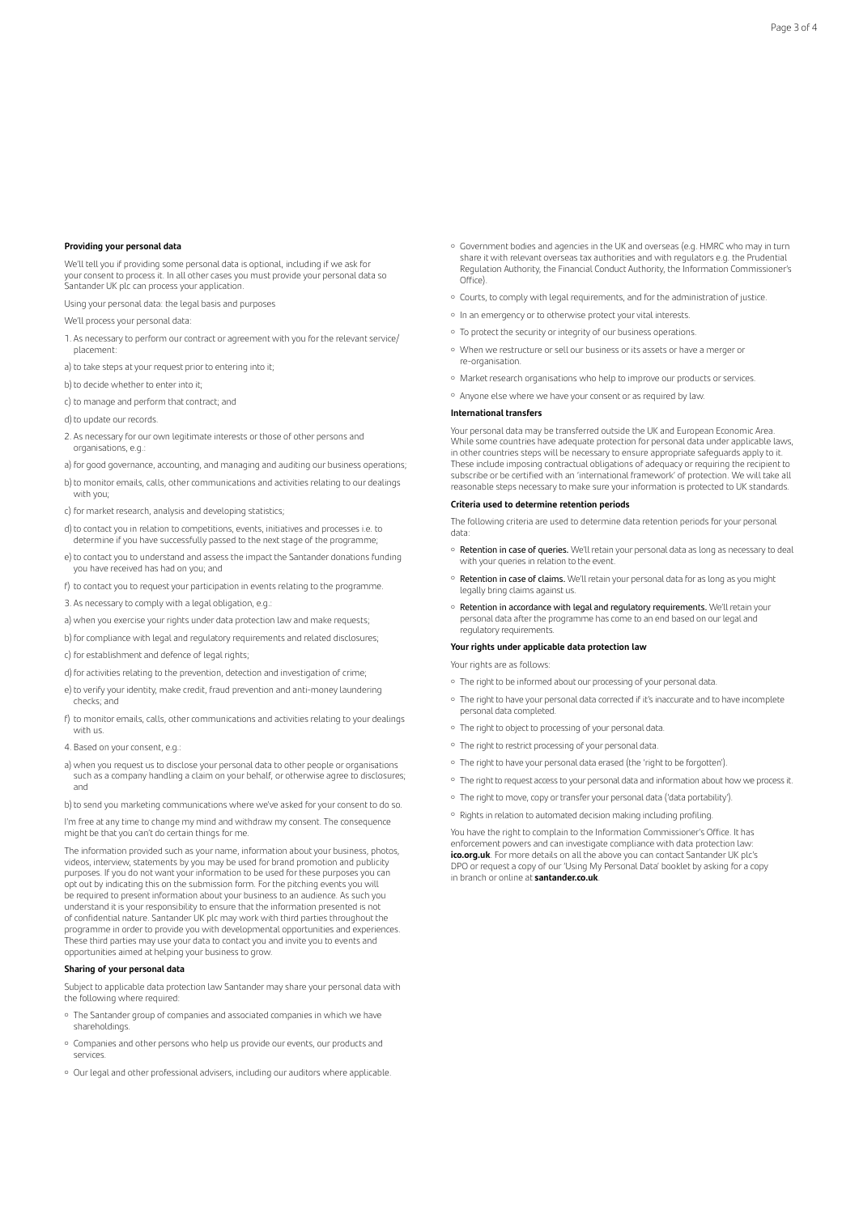**Providing your personal data**

We'll tell you if providing some personal data is optional, including if we ask for your consent to process it. In all other cases you must provide your personal data so Santander UK plc can process your application.

Using your personal data: the legal basis and purposes

We'll process your personal data:

1. As necessary to perform our contract or agreement with you for the relevant service/ placement:

a) to take steps at your request prior to entering into it;

b) to decide whether to enter into it;

c) to manage and perform that contract; and

d) to update our records.

2. As necessary for our own legitimate interests or those of other persons and organisations, e.g.:

a) for good governance, accounting, and managing and auditing our business operations;

b) to monitor emails, calls, other communications and activities relating to our dealings with you;

c) for market research, analysis and developing statistics;

d) to contact you in relation to competitions, events, initiatives and processes i.e. to determine if you have successfully passed to the next stage of the programme;

e) to contact you to understand and assess the impact the Santander donations funding you have received has had on you; and

f) to contact you to request your participation in events relating to the programme.

3. As necessary to comply with a legal obligation, e.g.:

a) when you exercise your rights under data protection law and make requests;

b) for compliance with legal and regulatory requirements and related disclosures;

c) for establishment and defence of legal rights;

d) for activities relating to the prevention, detection and investigation of crime;

e) to verify your identity, make credit, fraud prevention and anti-money laundering checks; and

f) to monitor emails, calls, other communications and activities relating to your dealings with us.

4. Based on your consent, e.g.:

a) when you request us to disclose your personal data to other people or organisations such as a company handling a claim on your behalf, or otherwise agree to disclosures; and

b) to send you marketing communications where we've asked for your consent to do so.

I'm free at any time to change my mind and withdraw my consent. The consequence might be that you can't do certain things for me.

The information provided such as your name, information about your business, photos, videos, interview, statements by you may be used for brand promotion and publicity purposes. If you do not want your information to be used for these purposes you can opt out by indicating this on the submission form. For the pitching events you will be required to present information about your business to an audience. As such you understand it is your responsibility to ensure that the information presented is not of confidential nature. Santander UK plc may work with third parties throughout the programme in order to provide you with developmental opportunities and experiences. These third parties may use your data to contact you and invite you to events and opportunities aimed at helping your business to grow.

**Sharing of your personal data**

Subject to applicable data protection law Santander may share your personal data with the following where required:

- The Santander group of companies and associated companies in which we have shareholdings.
- Companies and other persons who help us provide our events, our products and services.
- Our legal and other professional advisers, including our auditors where applicable.
- Government bodies and agencies in the UK and overseas (e.g. HMRC who may in turn share it with relevant overseas tax authorities and with regulators e.g. the Prudential Regulation Authority, the Financial Conduct Authority, the Information Commissioner's Office).
- Courts, to comply with legal requirements, and for the administration of justice.
- In an emergency or to otherwise protect your vital interests.
- To protect the security or integrity of our business operations.
- When we restructure or sell our business or its assets or have a merger or re-organisation.
- Market research organisations who help to improve our products or services.
- Anyone else where we have your consent or as required by law.

**International transfers**

Your personal data may be transferred outside the UK and European Economic Area. While some countries have adequate protection for personal data under applicable laws, in other countries steps will be necessary to ensure appropriate safeguards apply to it. These include imposing contractual obligations of adequacy or requiring the recipient to subscribe or be certified with an 'international framework' of protection. We will take all reasonable steps necessary to make sure your information is protected to UK standards.

**Criteria used to determine retention periods**

The following criteria are used to determine data retention periods for your personal data:

- Retention in case of queries. We'll retain your personal data as long as necessary to deal with your queries in relation to the event.
- Retention in case of claims. We'll retain your personal data for as long as you might legally bring claims against us.
- Retention in accordance with legal and regulatory requirements. We'll retain your personal data after the programme has come to an end based on our legal and regulatory requirements.

**Your rights under applicable data protection law**

Your rights are as follows:

- The right to be informed about our processing of your personal data.
- The right to have your personal data corrected if it's inaccurate and to have incomplete personal data completed.
- The right to object to processing of your personal data.
- The right to restrict processing of your personal data.
- The right to have your personal data erased (the 'right to be forgotten').
- The right to request access to your personal data and information about how we process it.
- The right to move, copy or transfer your personal data ('data portability').
- Rights in relation to automated decision making including profiling.

You have the right to complain to the Information Commissioner's Office. It has enforcement powers and can investigate compliance with data protection law: **ico.org.uk**. For more details on all the above you can contact Santander UK plc's DPO or request a copy of our 'Using My Personal Data' booklet by asking for a copy in branch or online at **santander.co.uk**.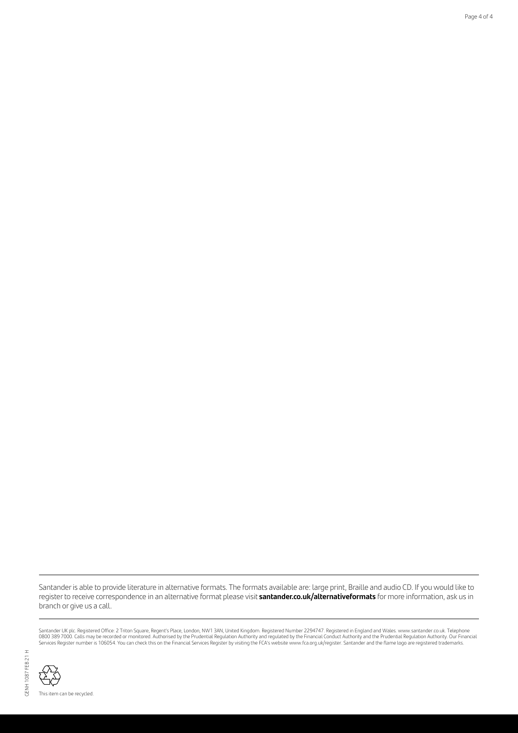Santander is able to provide literature in alternative formats. The formats available are: large print, Braille and audio CD. If you would like to register to receive correspondence in an alternative format please visit **santander.co.uk/alternativeformats** for more information, ask us in branch or give us a call.

Santander UK plc. Registered Office: 2 Triton Square, Regent's Place, London, NW1 3AN, United Kingdom. Registered Number 2294747. Registered in England and Wales. www.santander.co.uk. Telephone 0800 389 7000. Calls may be recorded or monitored. Authorised by the Prudential Regulation Authority and regulated by the Financial Conduct Authority and the Prudential Regulation Authority. Our Financial Services Register number is 106054. You can check this on the Financial Services Register by visiting the FCA's website www.fca.org.uk/register. Santander and the flame logo are registered trademarks.

GENH 1087 FEB 21 H

This item can be recycled.